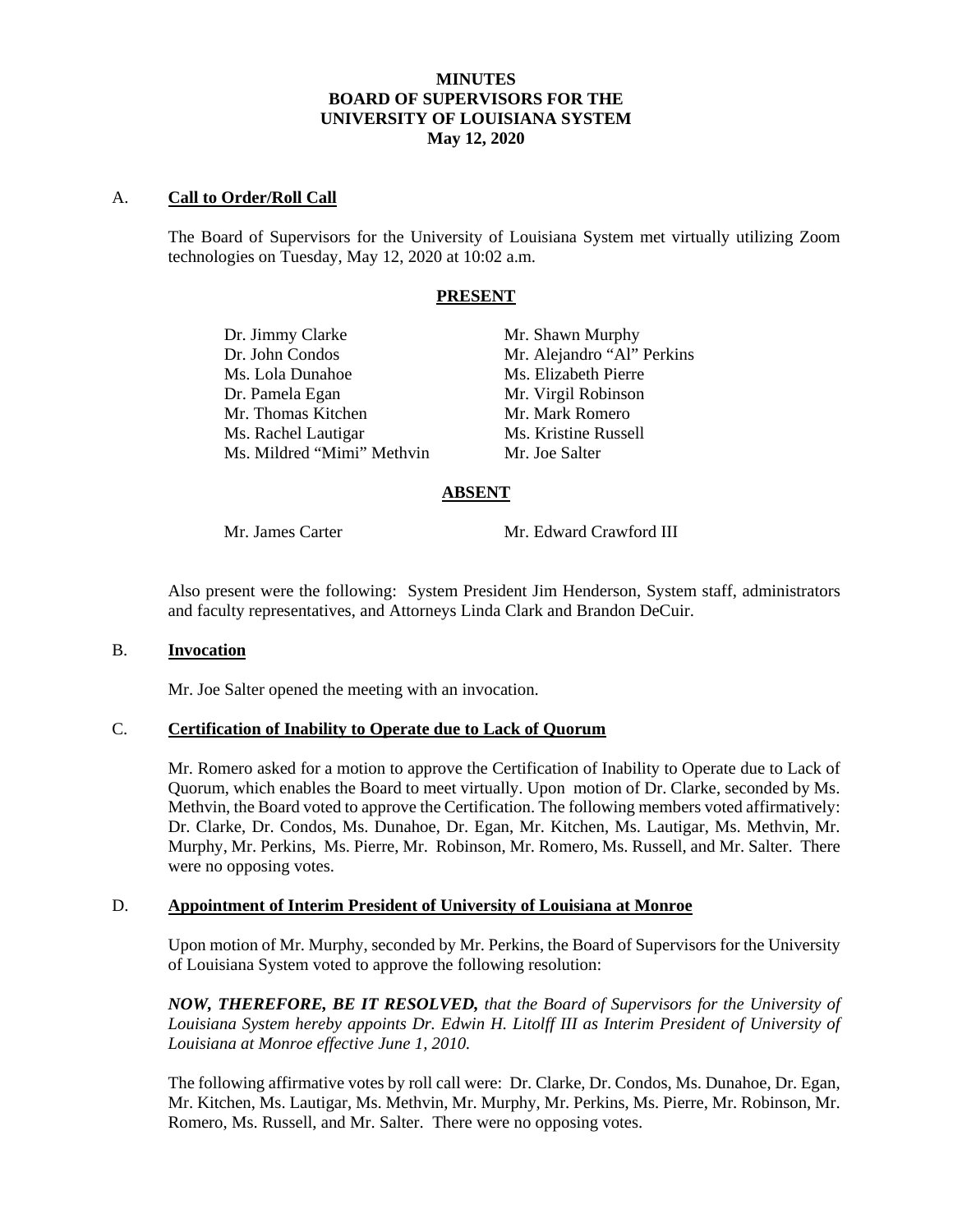# MINUTES
# BOARD OF SUPERVISORS FOR THE UNIVERSITY OF LOUISIANA SYSTEM
# May 12, 2020

## A. Call to Order/Roll Call

The Board of Supervisors for the University of Louisiana System met virtually utilizing Zoom technologies on Tuesday, May 12, 2020 at 10:02 a.m.

### PRESENT

| | |
|---|---|
| Dr. Jimmy Clarke | Mr. Shawn Murphy |
| Dr. John Condos | Mr. Alejandro "Al" Perkins |
| Ms. Lola Dunahoe | Ms. Elizabeth Pierre |
| Dr. Pamela Egan | Mr. Virgil Robinson |
| Mr. Thomas Kitchen | Mr. Mark Romero |
| Ms. Rachel Lautigar | Ms. Kristine Russell |
| Ms. Mildred "Mimi" Methvin | Mr. Joe Salter |

### ABSENT

| | |
|---|---|
| Mr. James Carter | Mr. Edward Crawford III |

Also present were the following: System President Jim Henderson, System staff, administrators and faculty representatives, and Attorneys Linda Clark and Brandon DeCuir.

## B. Invocation

Mr. Joe Salter opened the meeting with an invocation.

## C. Certification of Inability to Operate due to Lack of Quorum

Mr. Romero asked for a motion to approve the Certification of Inability to Operate due to Lack of Quorum, which enables the Board to meet virtually. Upon motion of Dr. Clarke, seconded by Ms. Methvin, the Board voted to approve the Certification. The following members voted affirmatively: Dr. Clarke, Dr. Condos, Ms. Dunahoe, Dr. Egan, Mr. Kitchen, Ms. Lautigar, Ms. Methvin, Mr. Murphy, Mr. Perkins, Ms. Pierre, Mr. Robinson, Mr. Romero, Ms. Russell, and Mr. Salter. There were no opposing votes.

## D. Appointment of Interim President of University of Louisiana at Monroe

Upon motion of Mr. Murphy, seconded by Mr. Perkins, the Board of Supervisors for the University of Louisiana System voted to approve the following resolution:

***NOW, THEREFORE, BE IT RESOLVED,*** *that the Board of Supervisors for the University of Louisiana System hereby appoints Dr. Edwin H. Litolff III as Interim President of University of Louisiana at Monroe effective June 1, 2010.*

The following affirmative votes by roll call were: Dr. Clarke, Dr. Condos, Ms. Dunahoe, Dr. Egan, Mr. Kitchen, Ms. Lautigar, Ms. Methvin, Mr. Murphy, Mr. Perkins, Ms. Pierre, Mr. Robinson, Mr. Romero, Ms. Russell, and Mr. Salter. There were no opposing votes.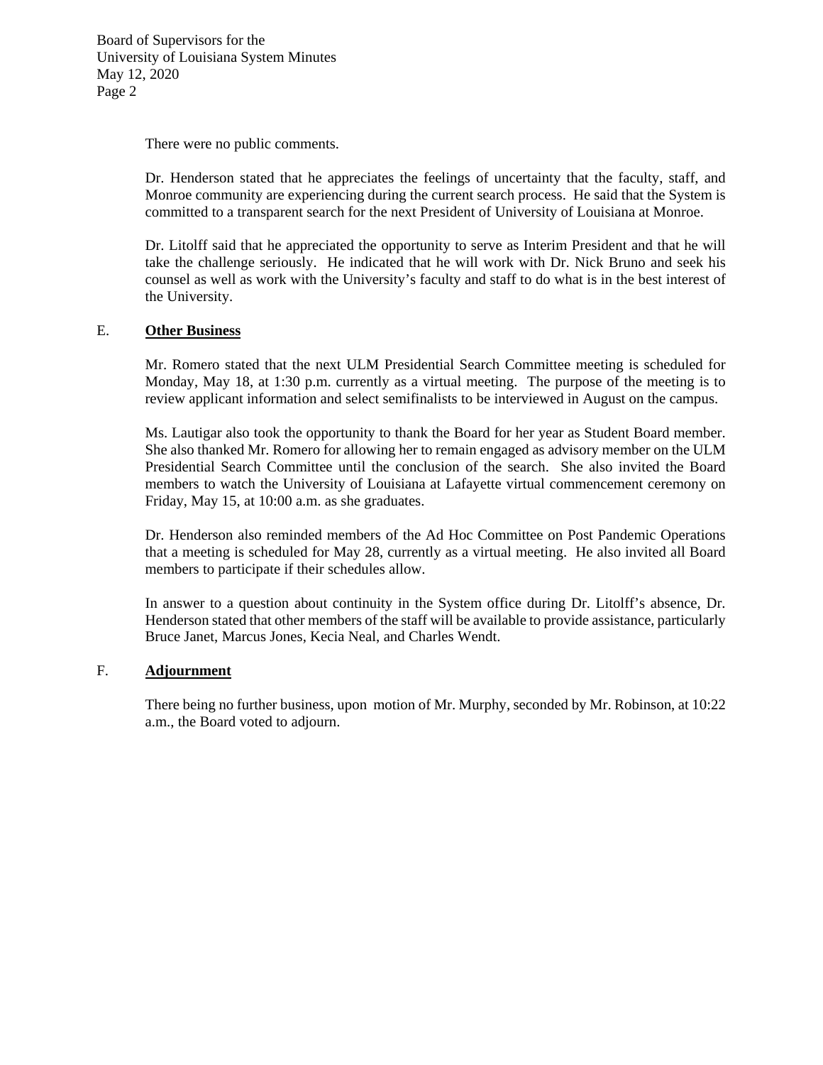There were no public comments.

Dr. Henderson stated that he appreciates the feelings of uncertainty that the faculty, staff, and Monroe community are experiencing during the current search process. He said that the System is committed to a transparent search for the next President of University of Louisiana at Monroe.

Dr. Litolff said that he appreciated the opportunity to serve as Interim President and that he will take the challenge seriously. He indicated that he will work with Dr. Nick Bruno and seek his counsel as well as work with the University's faculty and staff to do what is in the best interest of the University.

E. **Other Business**

Mr. Romero stated that the next ULM Presidential Search Committee meeting is scheduled for Monday, May 18, at 1:30 p.m. currently as a virtual meeting. The purpose of the meeting is to review applicant information and select semifinalists to be interviewed in August on the campus.

Ms. Lautigar also took the opportunity to thank the Board for her year as Student Board member. She also thanked Mr. Romero for allowing her to remain engaged as advisory member on the ULM Presidential Search Committee until the conclusion of the search. She also invited the Board members to watch the University of Louisiana at Lafayette virtual commencement ceremony on Friday, May 15, at 10:00 a.m. as she graduates.

Dr. Henderson also reminded members of the Ad Hoc Committee on Post Pandemic Operations that a meeting is scheduled for May 28, currently as a virtual meeting. He also invited all Board members to participate if their schedules allow.

In answer to a question about continuity in the System office during Dr. Litolff's absence, Dr. Henderson stated that other members of the staff will be available to provide assistance, particularly Bruce Janet, Marcus Jones, Kecia Neal, and Charles Wendt.

F. **Adjournment**

There being no further business, upon motion of Mr. Murphy, seconded by Mr. Robinson, at 10:22 a.m., the Board voted to adjourn.